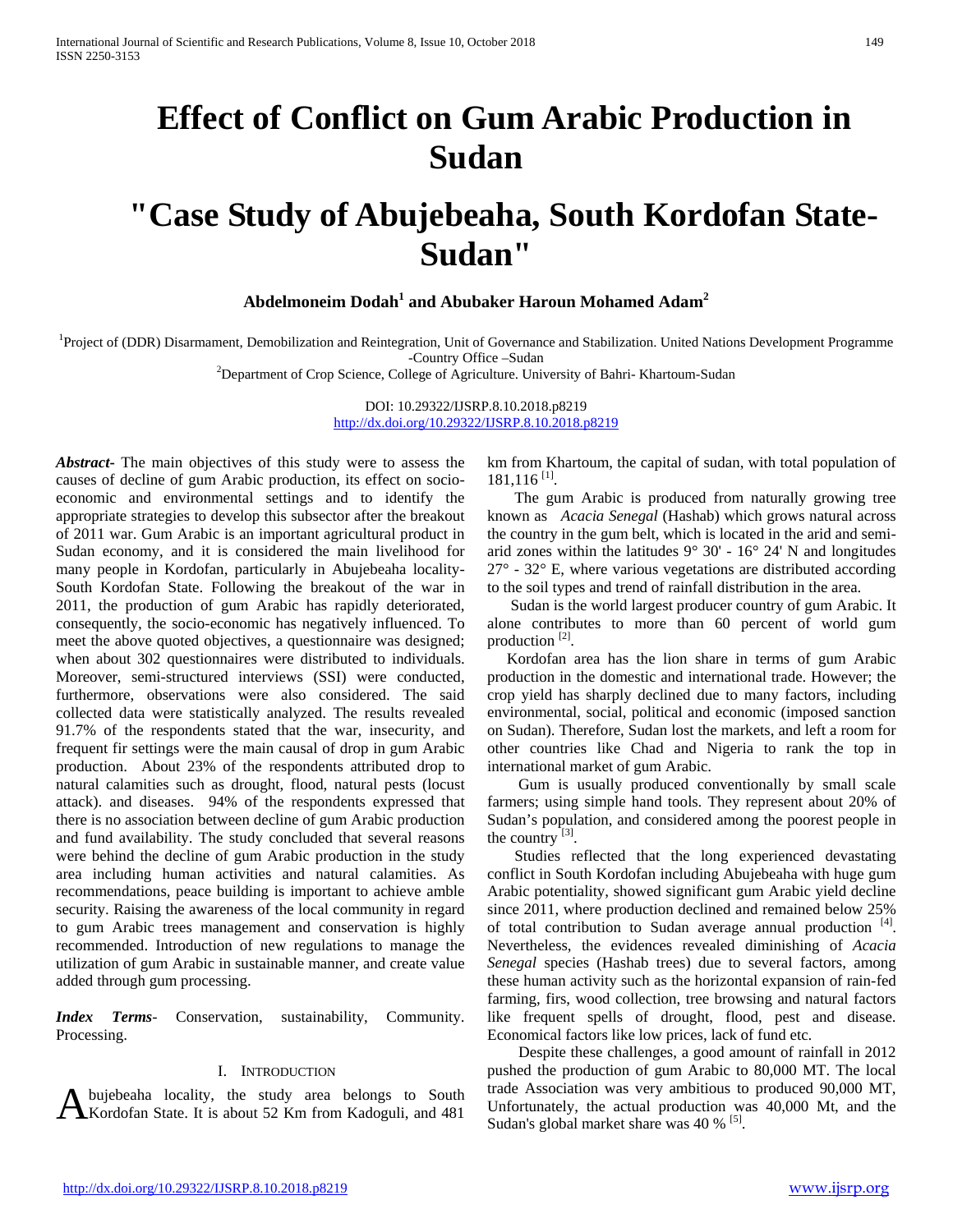# Effect of Conflict on Gum Arabic Production in Sudan

# "Case Study of Abujebeaha, South Kordofan State-Sudan"

**Abdelmoneim Dodah[1] and Abubaker Haroun Mohamed Adam[2]**

[1]Project of (DDR) Disarmament, Demobilization and Reintegration, Unit of Governance and Stabilization. United Nations Development Programme -Country Office –Sudan

[2]Department of Crop Science, College of Agriculture. University of Bahri- Khartoum-Sudan

DOI: 10.29322/IJSRP.8.10.2018.p8219
http://dx.doi.org/10.29322/IJSRP.8.10.2018.p8219

***Abstract*-** The main objectives of this study were to assess the causes of decline of gum Arabic production, its effect on socio-economic and environmental settings and to identify the appropriate strategies to develop this subsector after the breakout of 2011 war. Gum Arabic is an important agricultural product in Sudan economy, and it is considered the main livelihood for many people in Kordofan, particularly in Abujebeaha locality-South Kordofan State. Following the breakout of the war in 2011, the production of gum Arabic has rapidly deteriorated, consequently, the socio-economic has negatively influenced. To meet the above quoted objectives, a questionnaire was designed; when about 302 questionnaires were distributed to individuals. Moreover, semi-structured interviews (SSI) were conducted, furthermore, observations were also considered. The said collected data were statistically analyzed. The results revealed 91.7% of the respondents stated that the war, insecurity, and frequent fir settings were the main causal of drop in gum Arabic production. About 23% of the respondents attributed drop to natural calamities such as drought, flood, natural pests (locust attack). and diseases. 94% of the respondents expressed that there is no association between decline of gum Arabic production and fund availability. The study concluded that several reasons were behind the decline of gum Arabic production in the study area including human activities and natural calamities. As recommendations, peace building is important to achieve amble security. Raising the awareness of the local community in regard to gum Arabic trees management and conservation is highly recommended. Introduction of new regulations to manage the utilization of gum Arabic in sustainable manner, and create value added through gum processing.

***Index Terms*-** Conservation, sustainability, Community. Processing.

## I. Introduction

Abujebeaha locality, the study area belongs to South Kordofan State. It is about 52 Km from Kadoguli, and 481 km from Khartoum, the capital of sudan, with total population of 181,116 [1].

The gum Arabic is produced from naturally growing tree known as *Acacia Senegal* (Hashab) which grows natural across the country in the gum belt, which is located in the arid and semi-arid zones within the latitudes 9° 30' - 16° 24' N and longitudes 27° - 32° E, where various vegetations are distributed according to the soil types and trend of rainfall distribution in the area.

Sudan is the world largest producer country of gum Arabic. It alone contributes to more than 60 percent of world gum production [2].

Kordofan area has the lion share in terms of gum Arabic production in the domestic and international trade. However; the crop yield has sharply declined due to many factors, including environmental, social, political and economic (imposed sanction on Sudan). Therefore, Sudan lost the markets, and left a room for other countries like Chad and Nigeria to rank the top in international market of gum Arabic.

Gum is usually produced conventionally by small scale farmers; using simple hand tools. They represent about 20% of Sudan's population, and considered among the poorest people in the country [3].

Studies reflected that the long experienced devastating conflict in South Kordofan including Abujebeaha with huge gum Arabic potentiality, showed significant gum Arabic yield decline since 2011, where production declined and remained below 25% of total contribution to Sudan average annual production [4]. Nevertheless, the evidences revealed diminishing of *Acacia Senegal* species (Hashab trees) due to several factors, among these human activity such as the horizontal expansion of rain-fed farming, firs, wood collection, tree browsing and natural factors like frequent spells of drought, flood, pest and disease. Economical factors like low prices, lack of fund etc.

Despite these challenges, a good amount of rainfall in 2012 pushed the production of gum Arabic to 80,000 MT. The local trade Association was very ambitious to produced 90,000 MT, Unfortunately, the actual production was 40,000 Mt, and the Sudan's global market share was 40 % [5].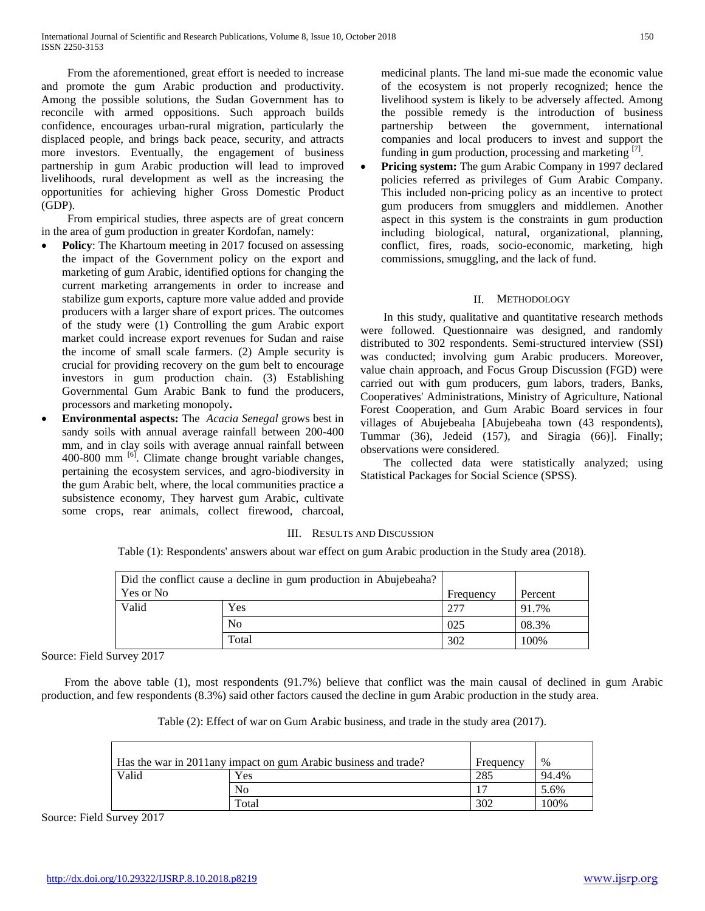From the aforementioned, great effort is needed to increase and promote the gum Arabic production and productivity. Among the possible solutions, the Sudan Government has to reconcile with armed oppositions. Such approach builds confidence, encourages urban-rural migration, particularly the displaced people, and brings back peace, security, and attracts more investors. Eventually, the engagement of business partnership in gum Arabic production will lead to improved livelihoods, rural development as well as the increasing the opportunities for achieving higher Gross Domestic Product (GDP).

From empirical studies, three aspects are of great concern in the area of gum production in greater Kordofan, namely:

- **Policy**: The Khartoum meeting in 2017 focused on assessing the impact of the Government policy on the export and marketing of gum Arabic, identified options for changing the current marketing arrangements in order to increase and stabilize gum exports, capture more value added and provide producers with a larger share of export prices. The outcomes of the study were (1) Controlling the gum Arabic export market could increase export revenues for Sudan and raise the income of small scale farmers. (2) Ample security is crucial for providing recovery on the gum belt to encourage investors in gum production chain. (3) Establishing Governmental Gum Arabic Bank to fund the producers, processors and marketing monopoly**.**
- **Environmental aspects:** The *Acacia Senegal* grows best in sandy soils with annual average rainfall between 200-400 mm, and in clay soils with average annual rainfall between 400-800 mm [6]. Climate change brought variable changes, pertaining the ecosystem services, and agro-biodiversity in the gum Arabic belt, where, the local communities practice a subsistence economy, They harvest gum Arabic, cultivate some crops, rear animals, collect firewood, charcoal, medicinal plants. The land mi-sue made the economic value of the ecosystem is not properly recognized; hence the livelihood system is likely to be adversely affected. Among the possible remedy is the introduction of business partnership between the government, international companies and local producers to invest and support the funding in gum production, processing and marketing [7].
- **Pricing system:** The gum Arabic Company in 1997 declared policies referred as privileges of Gum Arabic Company. This included non-pricing policy as an incentive to protect gum producers from smugglers and middlemen. Another aspect in this system is the constraints in gum production including biological, natural, organizational, planning, conflict, fires, roads, socio-economic, marketing, high commissions, smuggling, and the lack of fund.

## II. Methodology

In this study, qualitative and quantitative research methods were followed. Questionnaire was designed, and randomly distributed to 302 respondents. Semi-structured interview (SSI) was conducted; involving gum Arabic producers. Moreover, value chain approach, and Focus Group Discussion (FGD) were carried out with gum producers, gum labors, traders, Banks, Cooperatives' Administrations, Ministry of Agriculture, National Forest Cooperation, and Gum Arabic Board services in four villages of Abujebeaha [Abujebeaha town (43 respondents), Tummar (36), Jedeid (157), and Siragia (66)]. Finally; observations were considered.

The collected data were statistically analyzed; using Statistical Packages for Social Science (SPSS).

## III. Results and Discussion

Table (1): Respondents' answers about war effect on gum Arabic production in the Study area (2018).

| Did the conflict cause a decline in gum production in Abujebeaha? Yes or No | | Frequency | Percent |
|---|---|---|---|
| Valid | Yes | 277 | 91.7% |
| | No | 025 | 08.3% |
| | Total | 302 | 100% |

Source: Field Survey 2017

From the above table (1), most respondents (91.7%) believe that conflict was the main causal of declined in gum Arabic production, and few respondents (8.3%) said other factors caused the decline in gum Arabic production in the study area.

Table (2): Effect of war on Gum Arabic business, and trade in the study area (2017).

| Has the war in 2011any impact on gum Arabic business and trade? | | Frequency | % |
|---|---|---|---|
| Valid | Yes | 285 | 94.4% |
| | No | 17 | 5.6% |
| | Total | 302 | 100% |

Source: Field Survey 2017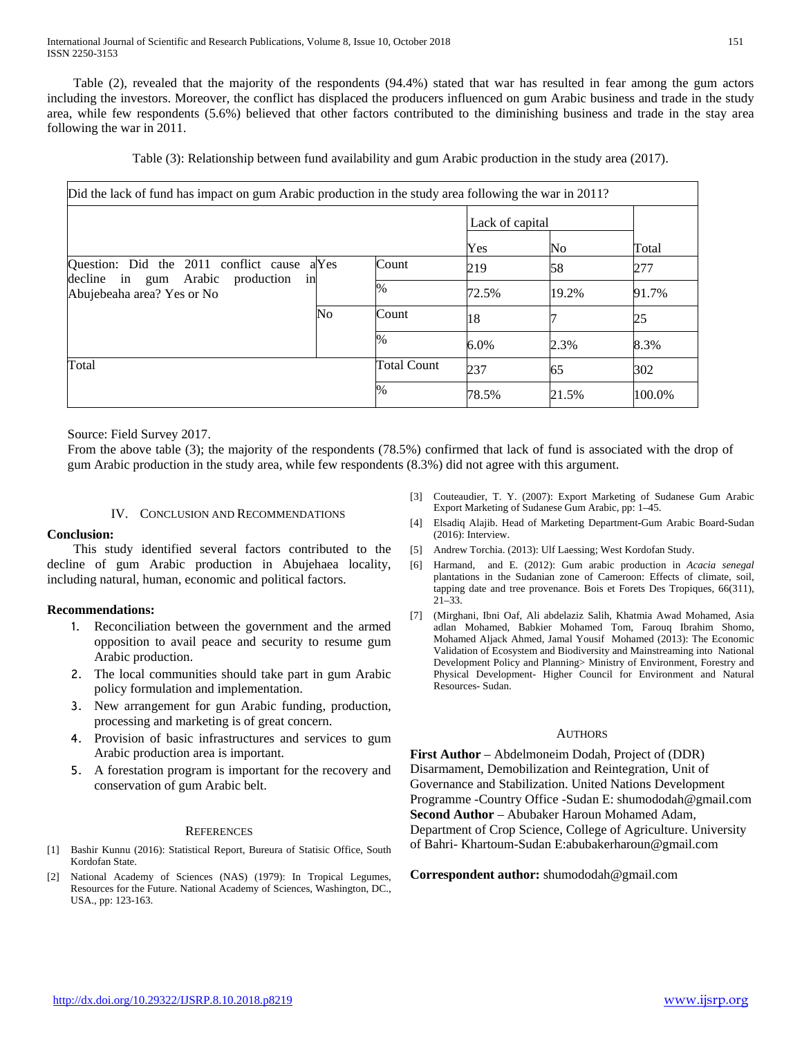Table (2), revealed that the majority of the respondents (94.4%) stated that war has resulted in fear among the gum actors including the investors. Moreover, the conflict has displaced the producers influenced on gum Arabic business and trade in the study area, while few respondents (5.6%) believed that other factors contributed to the diminishing business and trade in the stay area following the war in 2011.

Table (3): Relationship between fund availability and gum Arabic production in the study area (2017).

| Did the lack of fund has impact on gum Arabic production in the study area following the war in 2011? | | | | | |
|---|---|---|---|---|---|
| | | | Lack of capital | | |
| | | | Yes | No | Total |
| Question: Did the 2011 conflict cause a decline in gum Arabic production in Abujebeaha area? Yes or No | Yes | Count | 219 | 58 | 277 |
| | | % | 72.5% | 19.2% | 91.7% |
| | No | Count | 18 | 7 | 25 |
| | | % | 6.0% | 2.3% | 8.3% |
| Total | | Total Count | 237 | 65 | 302 |
| | | % | 78.5% | 21.5% | 100.0% |

Source: Field Survey 2017.

From the above table (3); the majority of the respondents (78.5%) confirmed that lack of fund is associated with the drop of gum Arabic production in the study area, while few respondents (8.3%) did not agree with this argument.

## IV. Conclusion and Recommendations

**Conclusion:**

This study identified several factors contributed to the decline of gum Arabic production in Abujehaea locality, including natural, human, economic and political factors.

**Recommendations:**

1. Reconciliation between the government and the armed opposition to avail peace and security to resume gum Arabic production.
2. The local communities should take part in gum Arabic policy formulation and implementation.
3. New arrangement for gun Arabic funding, production, processing and marketing is of great concern.
4. Provision of basic infrastructures and services to gum Arabic production area is important.
5. A forestation program is important for the recovery and conservation of gum Arabic belt.

## References

[1] Bashir Kunnu (2016): Statistical Report, Bureura of Statisic Office, South Kordofan State.

[2] National Academy of Sciences (NAS) (1979): In Tropical Legumes, Resources for the Future. National Academy of Sciences, Washington, DC., USA., pp: 123-163.

[3] Couteaudier, T. Y. (2007): Export Marketing of Sudanese Gum Arabic Export Marketing of Sudanese Gum Arabic, pp: 1–45.

[4] Elsadiq Alajib. Head of Marketing Department-Gum Arabic Board-Sudan (2016): Interview.

[5] Andrew Torchia. (2013): Ulf Laessing; West Kordofan Study.

[6] Harmand, and E. (2012): Gum arabic production in *Acacia senegal* plantations in the Sudanian zone of Cameroon: Effects of climate, soil, tapping date and tree provenance. Bois et Forets Des Tropiques, 66(311), 21–33.

[7] (Mirghani, Ibni Oaf, Ali abdelaziz Salih, Khatmia Awad Mohamed, Asia adlan Mohamed, Babkier Mohamed Tom, Farouq Ibrahim Shomo, Mohamed Aljack Ahmed, Jamal Yousif Mohamed (2013): The Economic Validation of Ecosystem and Biodiversity and Mainstreaming into National Development Policy and Planning> Ministry of Environment, Forestry and Physical Development- Higher Council for Environment and Natural Resources- Sudan.

## Authors

**First Author** – Abdelmoneim Dodah, Project of (DDR) Disarmament, Demobilization and Reintegration, Unit of Governance and Stabilization. United Nations Development Programme -Country Office -Sudan E: shumododah@gmail.com

**Second Author** – Abubaker Haroun Mohamed Adam, Department of Crop Science, College of Agriculture. University of Bahri- Khartoum-Sudan E:abubakerharoun@gmail.com

**Correspondent author:** shumododah@gmail.com